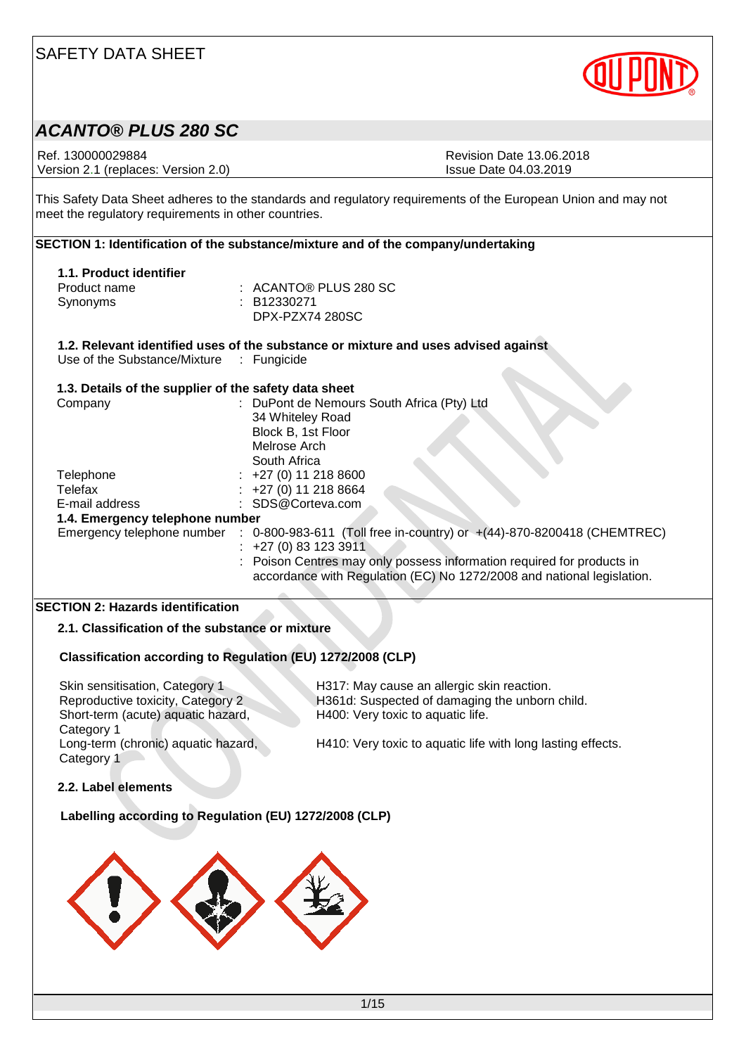# SAFETY DATA SHEET

## *ACANTO® PLUS 280 SC*

Ref. 130000029884
Version 2.1 (replaces: Version 2.0)

Revision Date 13.06.2018
Issue Date 04.03.2019

This Safety Data Sheet adheres to the standards and regulatory requirements of the European Union and may not meet the regulatory requirements in other countries.

## SECTION 1: Identification of the substance/mixture and of the company/undertaking

### 1.1. Product identifier

| | |
|---|---|
| Product name | : ACANTO® PLUS 280 SC |
| Synonyms | : B12330271<br>DPX-PZX74 280SC |

### 1.2. Relevant identified uses of the substance or mixture and uses advised against

| | |
|---|---|
| Use of the Substance/Mixture | : Fungicide |

### 1.3. Details of the supplier of the safety data sheet

| | |
|---|---|
| Company | : DuPont de Nemours South Africa (Pty) Ltd<br>34 Whiteley Road<br>Block B, 1st Floor<br>Melrose Arch<br>South Africa |
| Telephone | : +27 (0) 11 218 8600 |
| Telefax | : +27 (0) 11 218 8664 |
| E-mail address | : SDS@Corteva.com |

### 1.4. Emergency telephone number

| | |
|---|---|
| Emergency telephone number | : 0-800-983-611 (Toll free in-country) or +(44)-870-8200418 (CHEMTREC)<br>: +27 (0) 83 123 3911<br>: Poison Centres may only possess information required for products in accordance with Regulation (EC) No 1272/2008 and national legislation. |

## SECTION 2: Hazards identification

### 2.1. Classification of the substance or mixture

**Classification according to Regulation (EU) 1272/2008 (CLP)**

| | |
|---|---|
| Skin sensitisation, Category 1 | H317: May cause an allergic skin reaction. |
| Reproductive toxicity, Category 2 | H361d: Suspected of damaging the unborn child. |
| Short-term (acute) aquatic hazard, Category 1 | H400: Very toxic to aquatic life. |
| Long-term (chronic) aquatic hazard, Category 1 | H410: Very toxic to aquatic life with long lasting effects. |

### 2.2. Label elements

**Labelling according to Regulation (EU) 1272/2008 (CLP)**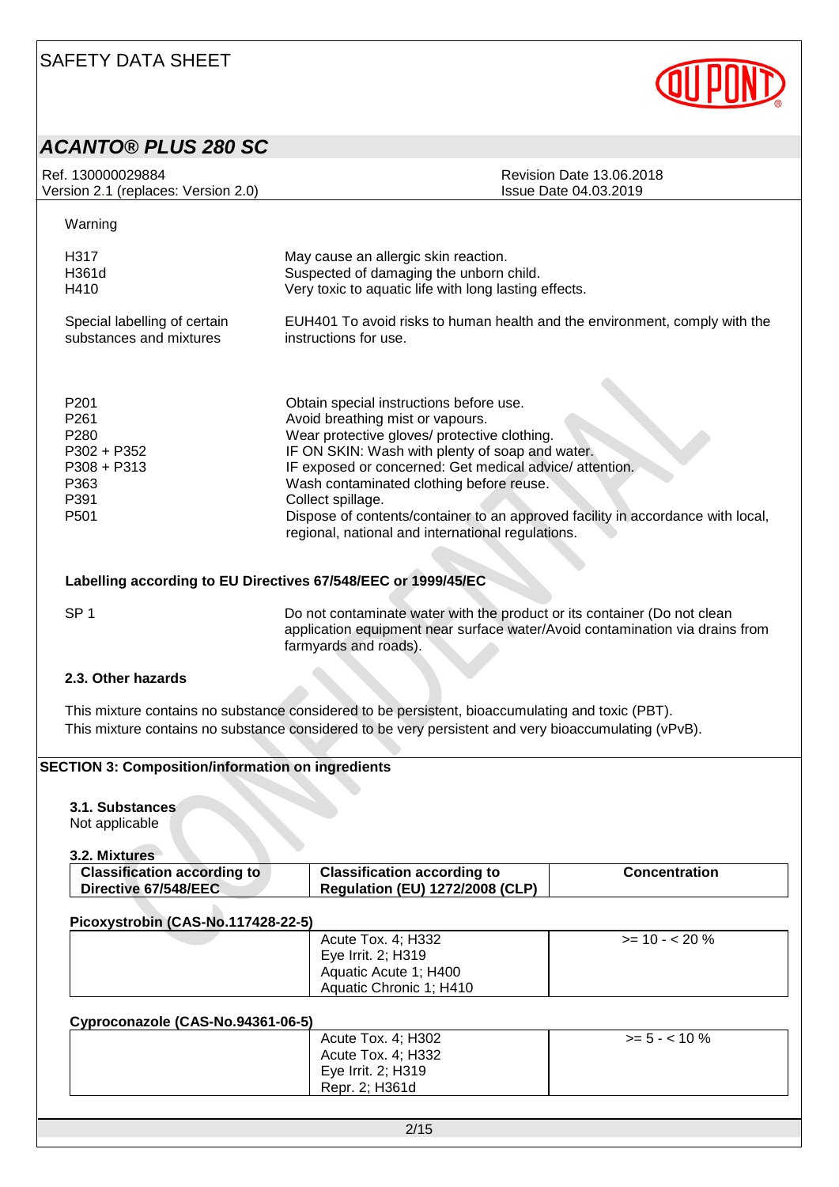Warning

| | |
|---|---|
| H317 | May cause an allergic skin reaction. |
| H361d | Suspected of damaging the unborn child. |
| H410 | Very toxic to aquatic life with long lasting effects. |

| | |
|---|---|
| Special labelling of certain substances and mixtures | EUH401 To avoid risks to human health and the environment, comply with the instructions for use. |

| | |
|---|---|
| P201 | Obtain special instructions before use. |
| P261 | Avoid breathing mist or vapours. |
| P280 | Wear protective gloves/ protective clothing. |
| P302 + P352 | IF ON SKIN: Wash with plenty of soap and water. |
| P308 + P313 | IF exposed or concerned: Get medical advice/ attention. |
| P363 | Wash contaminated clothing before reuse. |
| P391 | Collect spillage. |
| P501 | Dispose of contents/container to an approved facility in accordance with local, regional, national and international regulations. |

**Labelling according to EU Directives 67/548/EEC or 1999/45/EC**

| | |
|---|---|
| SP 1 | Do not contaminate water with the product or its container (Do not clean application equipment near surface water/Avoid contamination via drains from farmyards and roads). |

### 2.3. Other hazards

This mixture contains no substance considered to be persistent, bioaccumulating and toxic (PBT).
This mixture contains no substance considered to be very persistent and very bioaccumulating (vPvB).

## SECTION 3: Composition/information on ingredients

### 3.1. Substances

Not applicable

### 3.2. Mixtures

| Classification according to Directive 67/548/EEC | Classification according to Regulation (EU) 1272/2008 (CLP) | Concentration |
|---|---|---|
| **Picoxystrobin (CAS-No.117428-22-5)** | | |
| | Acute Tox. 4; H332<br>Eye Irrit. 2; H319<br>Aquatic Acute 1; H400<br>Aquatic Chronic 1; H410 | >= 10 - < 20 % |
| **Cyproconazole (CAS-No.94361-06-5)** | | |
| | Acute Tox. 4; H302<br>Acute Tox. 4; H332<br>Eye Irrit. 2; H319<br>Repr. 2; H361d | >= 5 - < 10 % |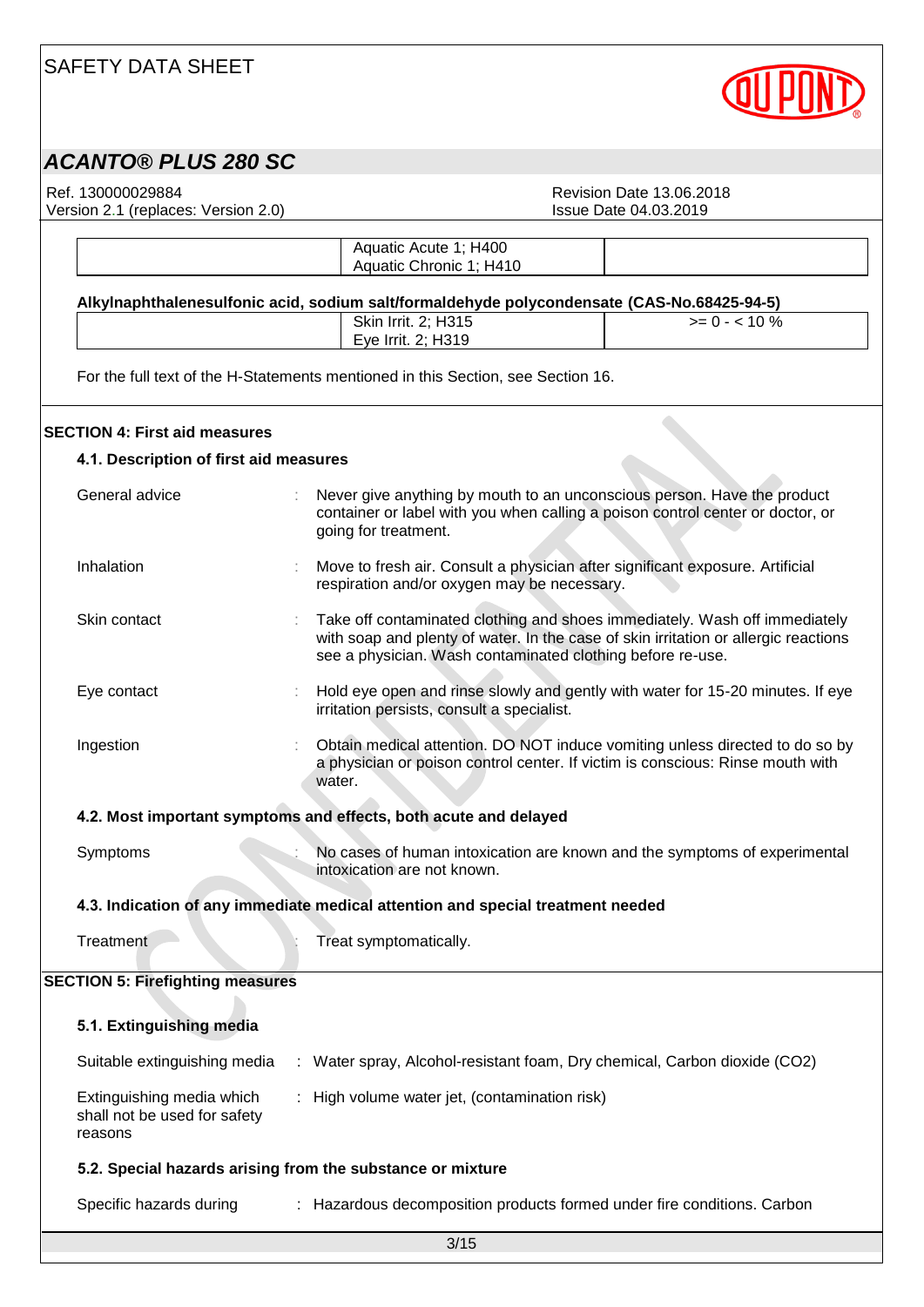| | Aquatic Acute 1; H400<br>Aquatic Chronic 1; H410 | |
|---|---|---|

**Alkylnaphthalenesulfonic acid, sodium salt/formaldehyde polycondensate (CAS-No.68425-94-5)**

| | Skin Irrit. 2; H315<br>Eye Irrit. 2; H319 | >= 0 - < 10 % |
|---|---|---|

For the full text of the H-Statements mentioned in this Section, see Section 16.

## SECTION 4: First aid measures

### 4.1. Description of first aid measures

General advice : Never give anything by mouth to an unconscious person. Have the product container or label with you when calling a poison control center or doctor, or going for treatment.

Inhalation : Move to fresh air. Consult a physician after significant exposure. Artificial respiration and/or oxygen may be necessary.

Skin contact : Take off contaminated clothing and shoes immediately. Wash off immediately with soap and plenty of water. In the case of skin irritation or allergic reactions see a physician. Wash contaminated clothing before re-use.

Eye contact : Hold eye open and rinse slowly and gently with water for 15-20 minutes. If eye irritation persists, consult a specialist.

Ingestion : Obtain medical attention. DO NOT induce vomiting unless directed to do so by a physician or poison control center. If victim is conscious: Rinse mouth with water.

### 4.2. Most important symptoms and effects, both acute and delayed

Symptoms : No cases of human intoxication are known and the symptoms of experimental intoxication are not known.

### 4.3. Indication of any immediate medical attention and special treatment needed

Treatment : Treat symptomatically.

## SECTION 5: Firefighting measures

### 5.1. Extinguishing media

Suitable extinguishing media : Water spray, Alcohol-resistant foam, Dry chemical, Carbon dioxide ($CO_2$)

Extinguishing media which shall not be used for safety reasons : High volume water jet, (contamination risk)

### 5.2. Special hazards arising from the substance or mixture

Specific hazards during : Hazardous decomposition products formed under fire conditions. Carbon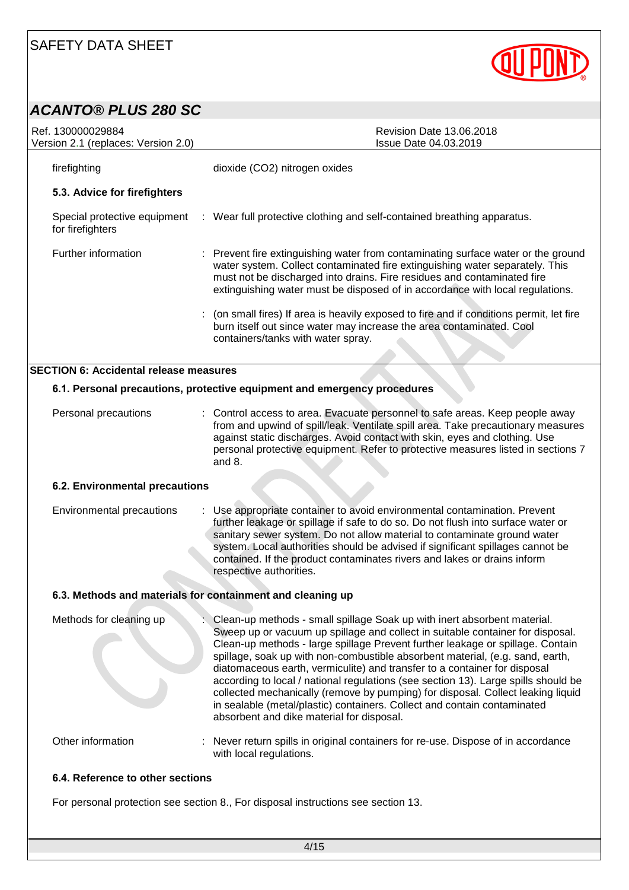| | | |
|---|---|---|
| firefighting | | dioxide ($CO_2$) nitrogen oxides |

**5.3. Advice for firefighters**

| | | |
|---|---|---|
| Special protective equipment for firefighters | : | Wear full protective clothing and self-contained breathing apparatus. |
| Further information | : | Prevent fire extinguishing water from contaminating surface water or the ground water system. Collect contaminated fire extinguishing water separately. This must not be discharged into drains. Fire residues and contaminated fire extinguishing water must be disposed of in accordance with local regulations. |
| | : | (on small fires) If area is heavily exposed to fire and if conditions permit, let fire burn itself out since water may increase the area contaminated. Cool containers/tanks with water spray. |

## SECTION 6: Accidental release measures

**6.1. Personal precautions, protective equipment and emergency procedures**

| | | |
|---|---|---|
| Personal precautions | : | Control access to area. Evacuate personnel to safe areas. Keep people away from and upwind of spill/leak. Ventilate spill area. Take precautionary measures against static discharges. Avoid contact with skin, eyes and clothing. Use personal protective equipment. Refer to protective measures listed in sections 7 and 8. |

**6.2. Environmental precautions**

| | | |
|---|---|---|
| Environmental precautions | : | Use appropriate container to avoid environmental contamination. Prevent further leakage or spillage if safe to do so. Do not flush into surface water or sanitary sewer system. Do not allow material to contaminate ground water system. Local authorities should be advised if significant spillages cannot be contained. If the product contaminates rivers and lakes or drains inform respective authorities. |

**6.3. Methods and materials for containment and cleaning up**

| | | |
|---|---|---|
| Methods for cleaning up | : | Clean-up methods - small spillage Soak up with inert absorbent material. Sweep up or vacuum up spillage and collect in suitable container for disposal. Clean-up methods - large spillage Prevent further leakage or spillage. Contain spillage, soak up with non-combustible absorbent material, (e.g. sand, earth, diatomaceous earth, vermiculite) and transfer to a container for disposal according to local / national regulations (see section 13). Large spills should be collected mechanically (remove by pumping) for disposal. Collect leaking liquid in sealable (metal/plastic) containers. Collect and contain contaminated absorbent and dike material for disposal. |
| Other information | : | Never return spills in original containers for re-use. Dispose of in accordance with local regulations. |

**6.4. Reference to other sections**

For personal protection see section 8., For disposal instructions see section 13.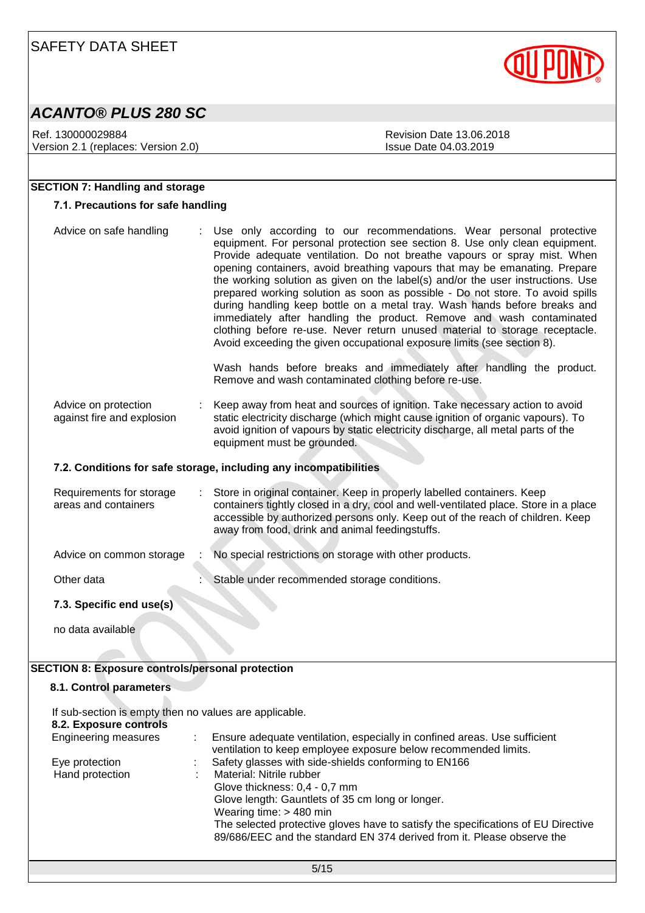## SECTION 7: Handling and storage

### 7.1. Precautions for safe handling

| | | |
|---|---|---|
| Advice on safe handling | : | Use only according to our recommendations. Wear personal protective equipment. For personal protection see section 8. Use only clean equipment. Provide adequate ventilation. Do not breathe vapours or spray mist. When opening containers, avoid breathing vapours that may be emanating. Prepare the working solution as given on the label(s) and/or the user instructions. Use prepared working solution as soon as possible - Do not store. To avoid spills during handling keep bottle on a metal tray. Wash hands before breaks and immediately after handling the product. Remove and wash contaminated clothing before re-use. Never return unused material to storage receptacle. Avoid exceeding the given occupational exposure limits (see section 8).<br><br>Wash hands before breaks and immediately after handling the product. Remove and wash contaminated clothing before re-use. |
| Advice on protection against fire and explosion | : | Keep away from heat and sources of ignition. Take necessary action to avoid static electricity discharge (which might cause ignition of organic vapours). To avoid ignition of vapours by static electricity discharge, all metal parts of the equipment must be grounded. |

### 7.2. Conditions for safe storage, including any incompatibilities

| | | |
|---|---|---|
| Requirements for storage areas and containers | : | Store in original container. Keep in properly labelled containers. Keep containers tightly closed in a dry, cool and well-ventilated place. Store in a place accessible by authorized persons only. Keep out of the reach of children. Keep away from food, drink and animal feedingstuffs. |
| Advice on common storage | : | No special restrictions on storage with other products. |
| Other data | : | Stable under recommended storage conditions. |

### 7.3. Specific end use(s)

no data available

## SECTION 8: Exposure controls/personal protection

### 8.1. Control parameters

If sub-section is empty then no values are applicable.

### 8.2. Exposure controls

| | | |
|---|---|---|
| Engineering measures | : | Ensure adequate ventilation, especially in confined areas. Use sufficient ventilation to keep employee exposure below recommended limits. |
| Eye protection | : | Safety glasses with side-shields conforming to EN166 |
| Hand protection | : | Material: Nitrile rubber<br>Glove thickness: 0,4 - 0,7 mm<br>Glove length: Gauntlets of 35 cm long or longer.<br>Wearing time: > 480 min<br>The selected protective gloves have to satisfy the specifications of EU Directive 89/686/EEC and the standard EN 374 derived from it. Please observe the |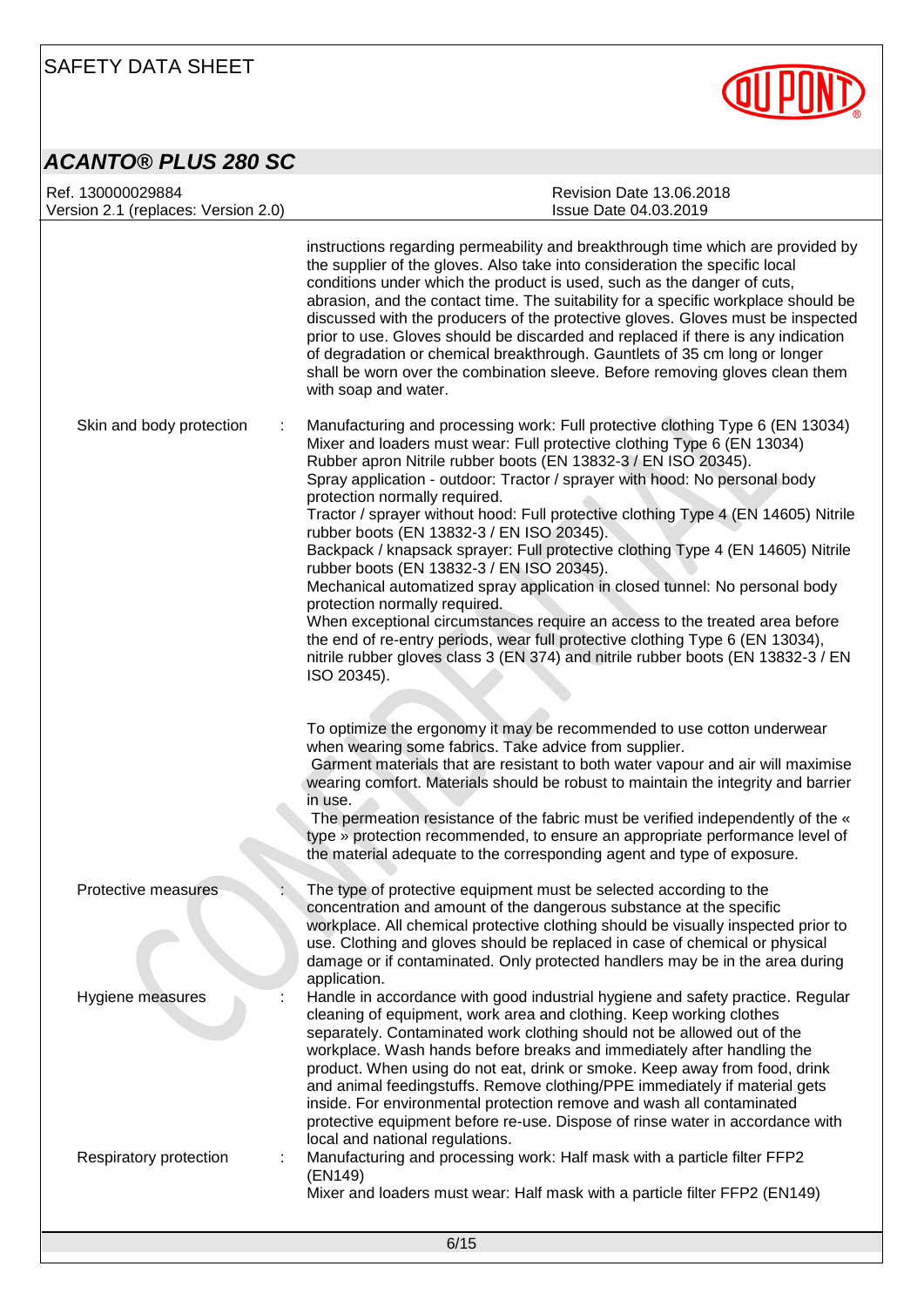instructions regarding permeability and breakthrough time which are provided by the supplier of the gloves. Also take into consideration the specific local conditions under which the product is used, such as the danger of cuts, abrasion, and the contact time. The suitability for a specific workplace should be discussed with the producers of the protective gloves. Gloves must be inspected prior to use. Gloves should be discarded and replaced if there is any indication of degradation or chemical breakthrough. Gauntlets of 35 cm long or longer shall be worn over the combination sleeve. Before removing gloves clean them with soap and water.

**Skin and body protection** : Manufacturing and processing work: Full protective clothing Type 6 (EN 13034)
Mixer and loaders must wear: Full protective clothing Type 6 (EN 13034) Rubber apron Nitrile rubber boots (EN 13832-3 / EN ISO 20345).
Spray application - outdoor: Tractor / sprayer with hood: No personal body protection normally required.
Tractor / sprayer without hood: Full protective clothing Type 4 (EN 14605) Nitrile rubber boots (EN 13832-3 / EN ISO 20345).
Backpack / knapsack sprayer: Full protective clothing Type 4 (EN 14605) Nitrile rubber boots (EN 13832-3 / EN ISO 20345).
Mechanical automatized spray application in closed tunnel: No personal body protection normally required.
When exceptional circumstances require an access to the treated area before the end of re-entry periods, wear full protective clothing Type 6 (EN 13034), nitrile rubber gloves class 3 (EN 374) and nitrile rubber boots (EN 13832-3 / EN ISO 20345).

To optimize the ergonomy it may be recommended to use cotton underwear when wearing some fabrics. Take advice from supplier.
Garment materials that are resistant to both water vapour and air will maximise wearing comfort. Materials should be robust to maintain the integrity and barrier in use.
The permeation resistance of the fabric must be verified independently of the « type » protection recommended, to ensure an appropriate performance level of the material adequate to the corresponding agent and type of exposure.

**Protective measures** : The type of protective equipment must be selected according to the concentration and amount of the dangerous substance at the specific workplace. All chemical protective clothing should be visually inspected prior to use. Clothing and gloves should be replaced in case of chemical or physical damage or if contaminated. Only protected handlers may be in the area during application.

**Hygiene measures** : Handle in accordance with good industrial hygiene and safety practice. Regular cleaning of equipment, work area and clothing. Keep working clothes separately. Contaminated work clothing should not be allowed out of the workplace. Wash hands before breaks and immediately after handling the product. When using do not eat, drink or smoke. Keep away from food, drink and animal feedingstuffs. Remove clothing/PPE immediately if material gets inside. For environmental protection remove and wash all contaminated protective equipment before re-use. Dispose of rinse water in accordance with local and national regulations.

**Respiratory protection** : Manufacturing and processing work: Half mask with a particle filter FFP2 (EN149)
Mixer and loaders must wear: Half mask with a particle filter FFP2 (EN149)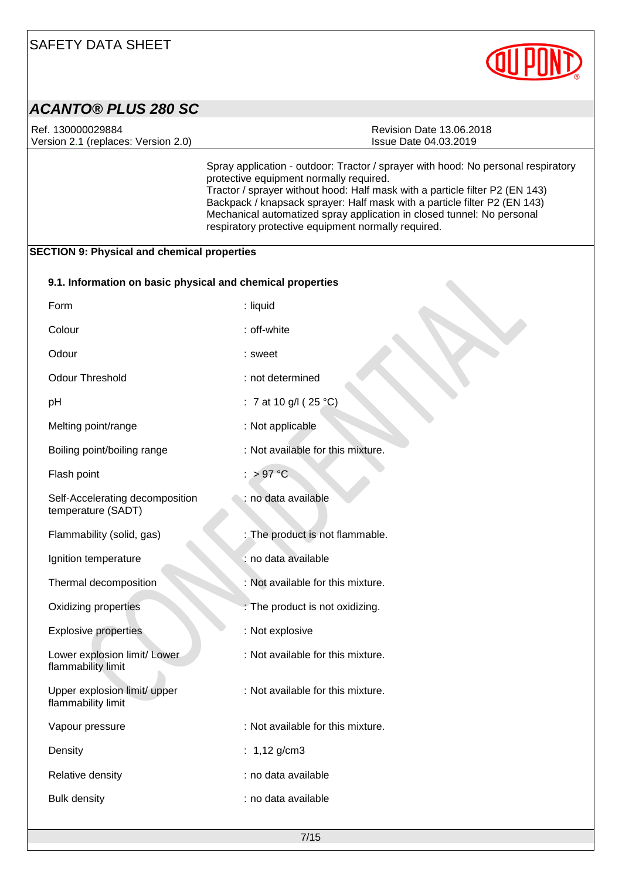Spray application - outdoor: Tractor / sprayer with hood: No personal respiratory protective equipment normally required.
Tractor / sprayer without hood: Half mask with a particle filter P2 (EN 143)
Backpack / knapsack sprayer: Half mask with a particle filter P2 (EN 143)
Mechanical automatized spray application in closed tunnel: No personal respiratory protective equipment normally required.

## SECTION 9: Physical and chemical properties

### 9.1. Information on basic physical and chemical properties

| Property | Value |
|---|---|
| Form | : liquid |
| Colour | : off-white |
| Odour | : sweet |
| Odour Threshold | : not determined |
| pH | : 7 at 10 g/l ( 25 °C) |
| Melting point/range | : Not applicable |
| Boiling point/boiling range | : Not available for this mixture. |
| Flash point | : > 97 °C |
| Self-Accelerating decomposition temperature (SADT) | : no data available |
| Flammability (solid, gas) | : The product is not flammable. |
| Ignition temperature | : no data available |
| Thermal decomposition | : Not available for this mixture. |
| Oxidizing properties | : The product is not oxidizing. |
| Explosive properties | : Not explosive |
| Lower explosion limit/ Lower flammability limit | : Not available for this mixture. |
| Upper explosion limit/ upper flammability limit | : Not available for this mixture. |
| Vapour pressure | : Not available for this mixture. |
| Density | : 1,12 g/cm3 |
| Relative density | : no data available |
| Bulk density | : no data available |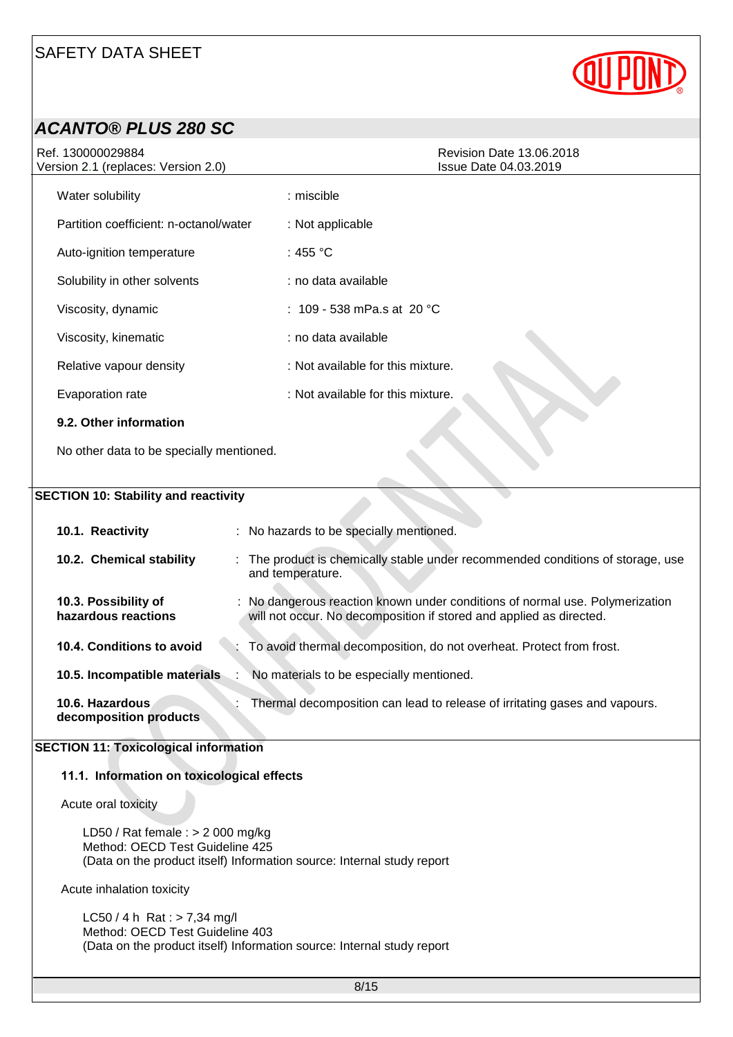| | |
|---|---|
| Water solubility | : miscible |
| Partition coefficient: n-octanol/water | : Not applicable |
| Auto-ignition temperature | : 455 °C |
| Solubility in other solvents | : no data available |
| Viscosity, dynamic | : 109 - 538 mPa.s at 20 °C |
| Viscosity, kinematic | : no data available |
| Relative vapour density | : Not available for this mixture. |
| Evaporation rate | : Not available for this mixture. |

**9.2. Other information**

No other data to be specially mentioned.

## SECTION 10: Stability and reactivity

| | |
|---|---|
| **10.1. Reactivity** | : No hazards to be specially mentioned. |
| **10.2. Chemical stability** | : The product is chemically stable under recommended conditions of storage, use and temperature. |
| **10.3. Possibility of hazardous reactions** | : No dangerous reaction known under conditions of normal use. Polymerization will not occur. No decomposition if stored and applied as directed. |
| **10.4. Conditions to avoid** | : To avoid thermal decomposition, do not overheat. Protect from frost. |
| **10.5. Incompatible materials** | : No materials to be especially mentioned. |
| **10.6. Hazardous decomposition products** | : Thermal decomposition can lead to release of irritating gases and vapours. |

## SECTION 11: Toxicological information

### 11.1. Information on toxicological effects

Acute oral toxicity

LD50 / Rat female : > 2 000 mg/kg
Method: OECD Test Guideline 425
(Data on the product itself) Information source: Internal study report

Acute inhalation toxicity

LC50 / 4 h Rat : > 7,34 mg/l
Method: OECD Test Guideline 403
(Data on the product itself) Information source: Internal study report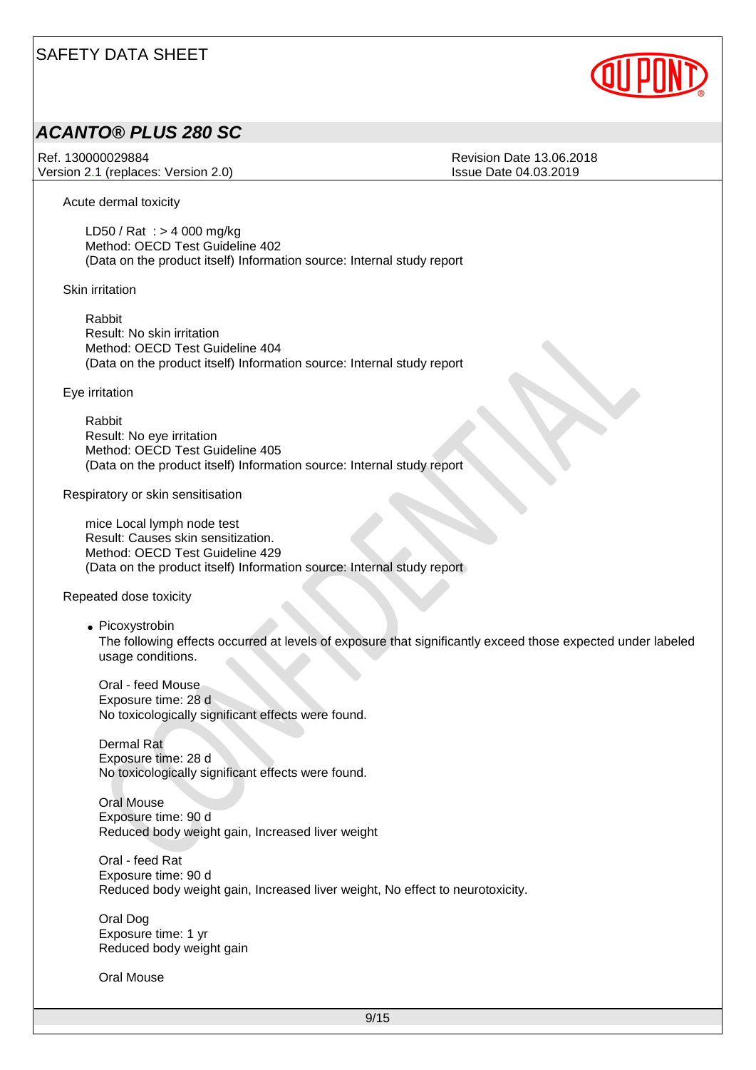Acute dermal toxicity

LD50 / Rat : > 4 000 mg/kg
Method: OECD Test Guideline 402
(Data on the product itself) Information source: Internal study report

Skin irritation

Rabbit
Result: No skin irritation
Method: OECD Test Guideline 404
(Data on the product itself) Information source: Internal study report

Eye irritation

Rabbit
Result: No eye irritation
Method: OECD Test Guideline 405
(Data on the product itself) Information source: Internal study report

Respiratory or skin sensitisation

mice Local lymph node test
Result: Causes skin sensitization.
Method: OECD Test Guideline 429
(Data on the product itself) Information source: Internal study report

Repeated dose toxicity

- Picoxystrobin
  The following effects occurred at levels of exposure that significantly exceed those expected under labeled usage conditions.

  Oral - feed Mouse
  Exposure time: 28 d
  No toxicologically significant effects were found.

  Dermal Rat
  Exposure time: 28 d
  No toxicologically significant effects were found.

  Oral Mouse
  Exposure time: 90 d
  Reduced body weight gain, Increased liver weight

  Oral - feed Rat
  Exposure time: 90 d
  Reduced body weight gain, Increased liver weight, No effect to neurotoxicity.

  Oral Dog
  Exposure time: 1 yr
  Reduced body weight gain

  Oral Mouse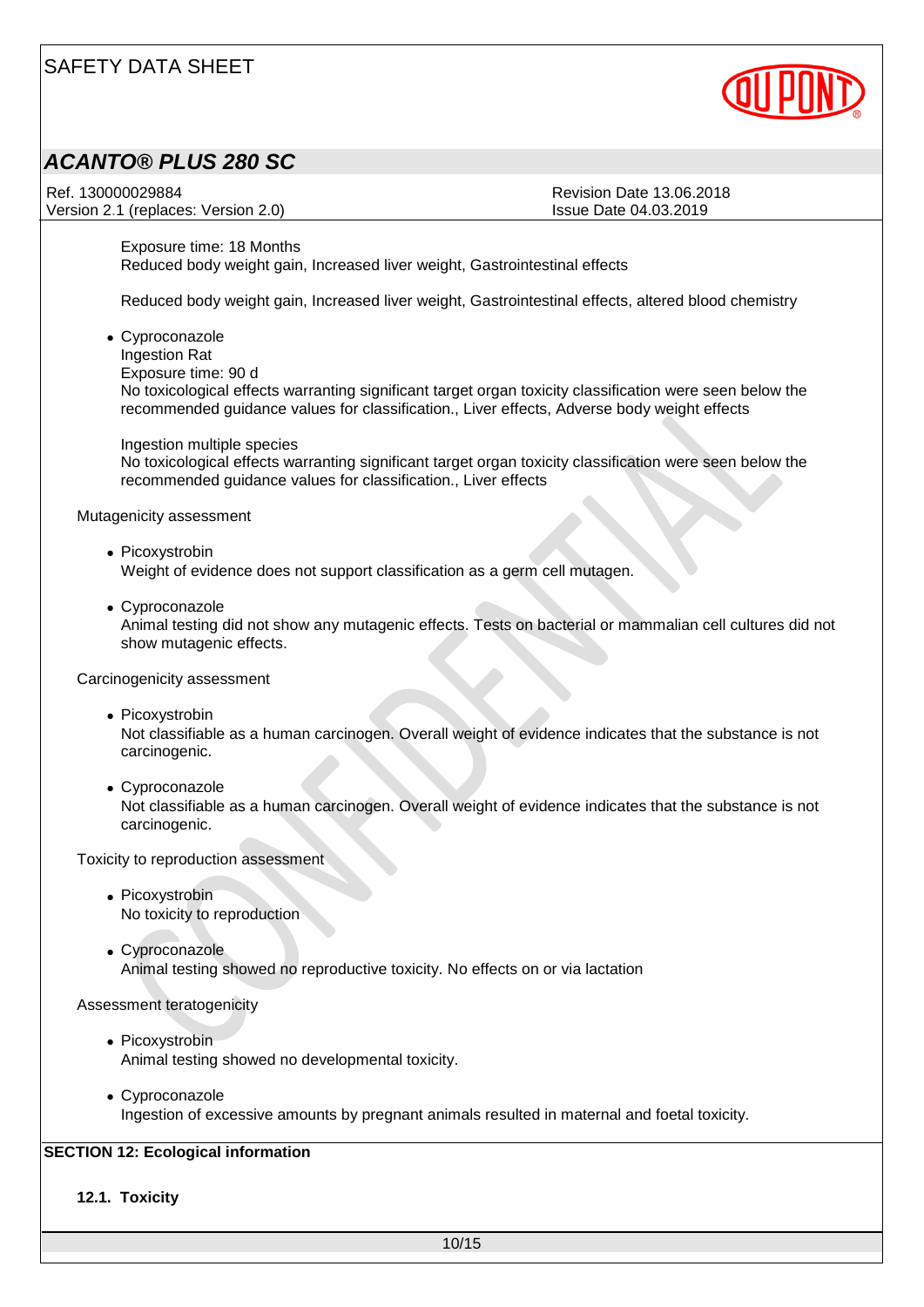Exposure time: 18 Months
Reduced body weight gain, Increased liver weight, Gastrointestinal effects

Reduced body weight gain, Increased liver weight, Gastrointestinal effects, altered blood chemistry

- Cyproconazole
  Ingestion Rat
  Exposure time: 90 d
  No toxicological effects warranting significant target organ toxicity classification were seen below the recommended guidance values for classification., Liver effects, Adverse body weight effects

  Ingestion multiple species
  No toxicological effects warranting significant target organ toxicity classification were seen below the recommended guidance values for classification., Liver effects

Mutagenicity assessment

- Picoxystrobin
  Weight of evidence does not support classification as a germ cell mutagen.

- Cyproconazole
  Animal testing did not show any mutagenic effects. Tests on bacterial or mammalian cell cultures did not show mutagenic effects.

Carcinogenicity assessment

- Picoxystrobin
  Not classifiable as a human carcinogen. Overall weight of evidence indicates that the substance is not carcinogenic.

- Cyproconazole
  Not classifiable as a human carcinogen. Overall weight of evidence indicates that the substance is not carcinogenic.

Toxicity to reproduction assessment

- Picoxystrobin
  No toxicity to reproduction

- Cyproconazole
  Animal testing showed no reproductive toxicity. No effects on or via lactation

Assessment teratogenicity

- Picoxystrobin
  Animal testing showed no developmental toxicity.

- Cyproconazole
  Ingestion of excessive amounts by pregnant animals resulted in maternal and foetal toxicity.

## SECTION 12: Ecological information

### 12.1. Toxicity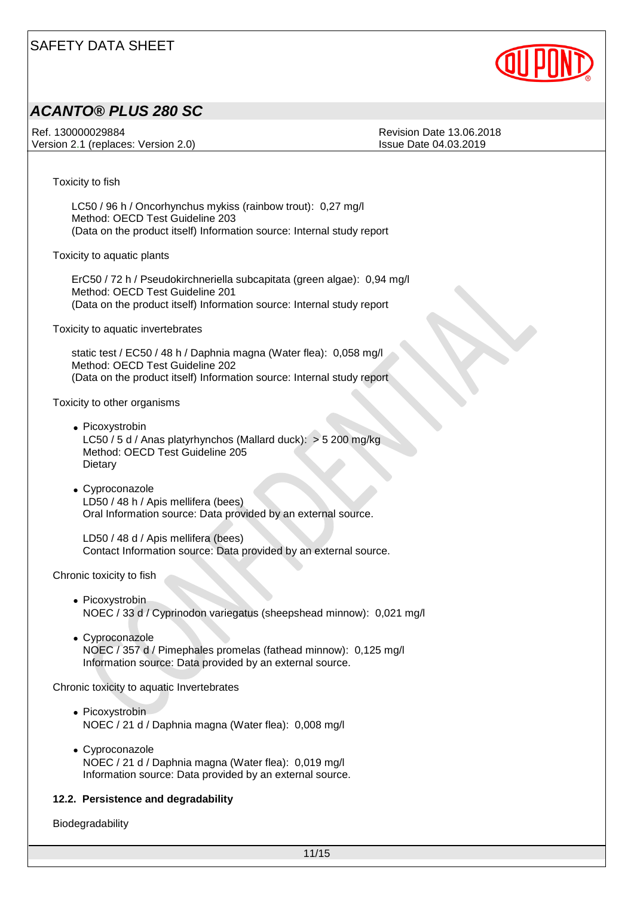Toxicity to fish

LC50 / 96 h / Oncorhynchus mykiss (rainbow trout): 0,27 mg/l
Method: OECD Test Guideline 203
(Data on the product itself) Information source: Internal study report

Toxicity to aquatic plants

ErC50 / 72 h / Pseudokirchneriella subcapitata (green algae): 0,94 mg/l
Method: OECD Test Guideline 201
(Data on the product itself) Information source: Internal study report

Toxicity to aquatic invertebrates

static test / EC50 / 48 h / Daphnia magna (Water flea): 0,058 mg/l
Method: OECD Test Guideline 202
(Data on the product itself) Information source: Internal study report

Toxicity to other organisms

- Picoxystrobin
  LC50 / 5 d / Anas platyrhynchos (Mallard duck): > 5 200 mg/kg
  Method: OECD Test Guideline 205
  Dietary

- Cyproconazole
  LD50 / 48 h / Apis mellifera (bees)
  Oral Information source: Data provided by an external source.

  LD50 / 48 d / Apis mellifera (bees)
  Contact Information source: Data provided by an external source.

Chronic toxicity to fish

- Picoxystrobin
  NOEC / 33 d / Cyprinodon variegatus (sheepshead minnow): 0,021 mg/l

- Cyproconazole
  NOEC / 357 d / Pimephales promelas (fathead minnow): 0,125 mg/l
  Information source: Data provided by an external source.

Chronic toxicity to aquatic Invertebrates

- Picoxystrobin
  NOEC / 21 d / Daphnia magna (Water flea): 0,008 mg/l

- Cyproconazole
  NOEC / 21 d / Daphnia magna (Water flea): 0,019 mg/l
  Information source: Data provided by an external source.

### 12.2. Persistence and degradability

Biodegradability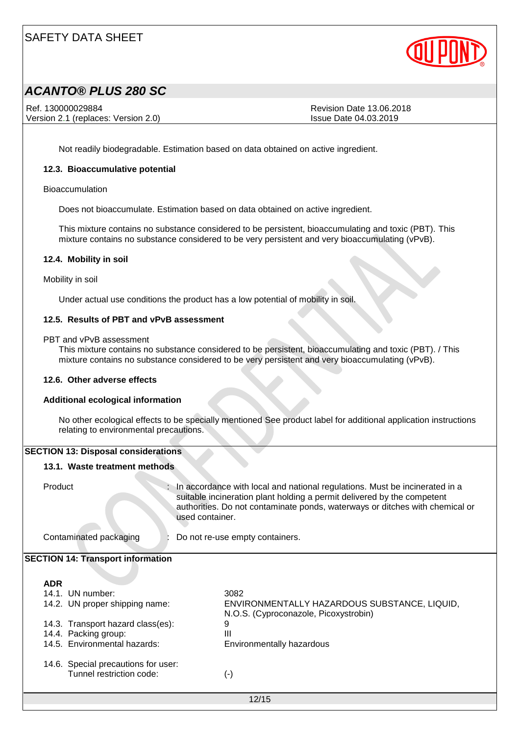Not readily biodegradable. Estimation based on data obtained on active ingredient.

### 12.3. Bioaccumulative potential

Bioaccumulation

Does not bioaccumulate. Estimation based on data obtained on active ingredient.

This mixture contains no substance considered to be persistent, bioaccumulating and toxic (PBT). This mixture contains no substance considered to be very persistent and very bioaccumulating (vPvB).

### 12.4. Mobility in soil

Mobility in soil

Under actual use conditions the product has a low potential of mobility in soil.

### 12.5. Results of PBT and vPvB assessment

PBT and vPvB assessment

This mixture contains no substance considered to be persistent, bioaccumulating and toxic (PBT). / This mixture contains no substance considered to be very persistent and very bioaccumulating (vPvB).

### 12.6. Other adverse effects

**Additional ecological information**

No other ecological effects to be specially mentioned See product label for additional application instructions relating to environmental precautions.

## SECTION 13: Disposal considerations

### 13.1. Waste treatment methods

Product : In accordance with local and national regulations. Must be incinerated in a suitable incineration plant holding a permit delivered by the competent authorities. Do not contaminate ponds, waterways or ditches with chemical or used container.

Contaminated packaging : Do not re-use empty containers.

## SECTION 14: Transport information

**ADR**

14.1. UN number: 3082

14.2. UN proper shipping name: ENVIRONMENTALLY HAZARDOUS SUBSTANCE, LIQUID, N.O.S. (Cyproconazole, Picoxystrobin)

14.3. Transport hazard class(es): 9

14.4. Packing group: III

14.5. Environmental hazards: Environmentally hazardous

14.6. Special precautions for user:
Tunnel restriction code: (-)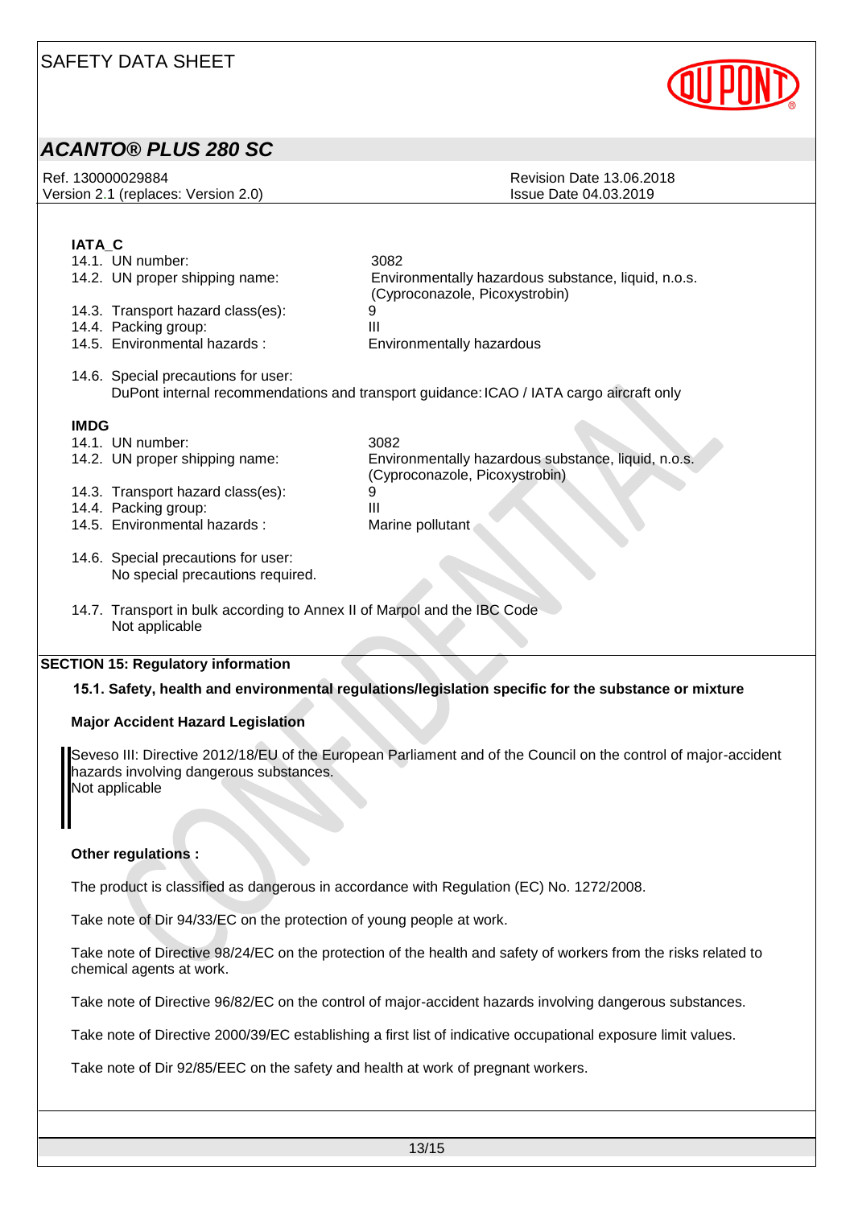**IATA_C**

14.1. UN number: 3082

14.2. UN proper shipping name: Environmentally hazardous substance, liquid, n.o.s. (Cyproconazole, Picoxystrobin)

14.3. Transport hazard class(es): 9

14.4. Packing group: III

14.5. Environmental hazards : Environmentally hazardous

14.6. Special precautions for user:
DuPont internal recommendations and transport guidance: ICAO / IATA cargo aircraft only

**IMDG**

14.1. UN number: 3082

14.2. UN proper shipping name: Environmentally hazardous substance, liquid, n.o.s. (Cyproconazole, Picoxystrobin)

14.3. Transport hazard class(es): 9

14.4. Packing group: III

14.5. Environmental hazards : Marine pollutant

14.6. Special precautions for user:
No special precautions required.

14.7. Transport in bulk according to Annex II of Marpol and the IBC Code
Not applicable

## SECTION 15: Regulatory information

### 15.1. Safety, health and environmental regulations/legislation specific for the substance or mixture

**Major Accident Hazard Legislation**

Seveso III: Directive 2012/18/EU of the European Parliament and of the Council on the control of major-accident hazards involving dangerous substances.
Not applicable

**Other regulations :**

The product is classified as dangerous in accordance with Regulation (EC) No. 1272/2008.

Take note of Dir 94/33/EC on the protection of young people at work.

Take note of Directive 98/24/EC on the protection of the health and safety of workers from the risks related to chemical agents at work.

Take note of Directive 96/82/EC on the control of major-accident hazards involving dangerous substances.

Take note of Directive 2000/39/EC establishing a first list of indicative occupational exposure limit values.

Take note of Dir 92/85/EEC on the safety and health at work of pregnant workers.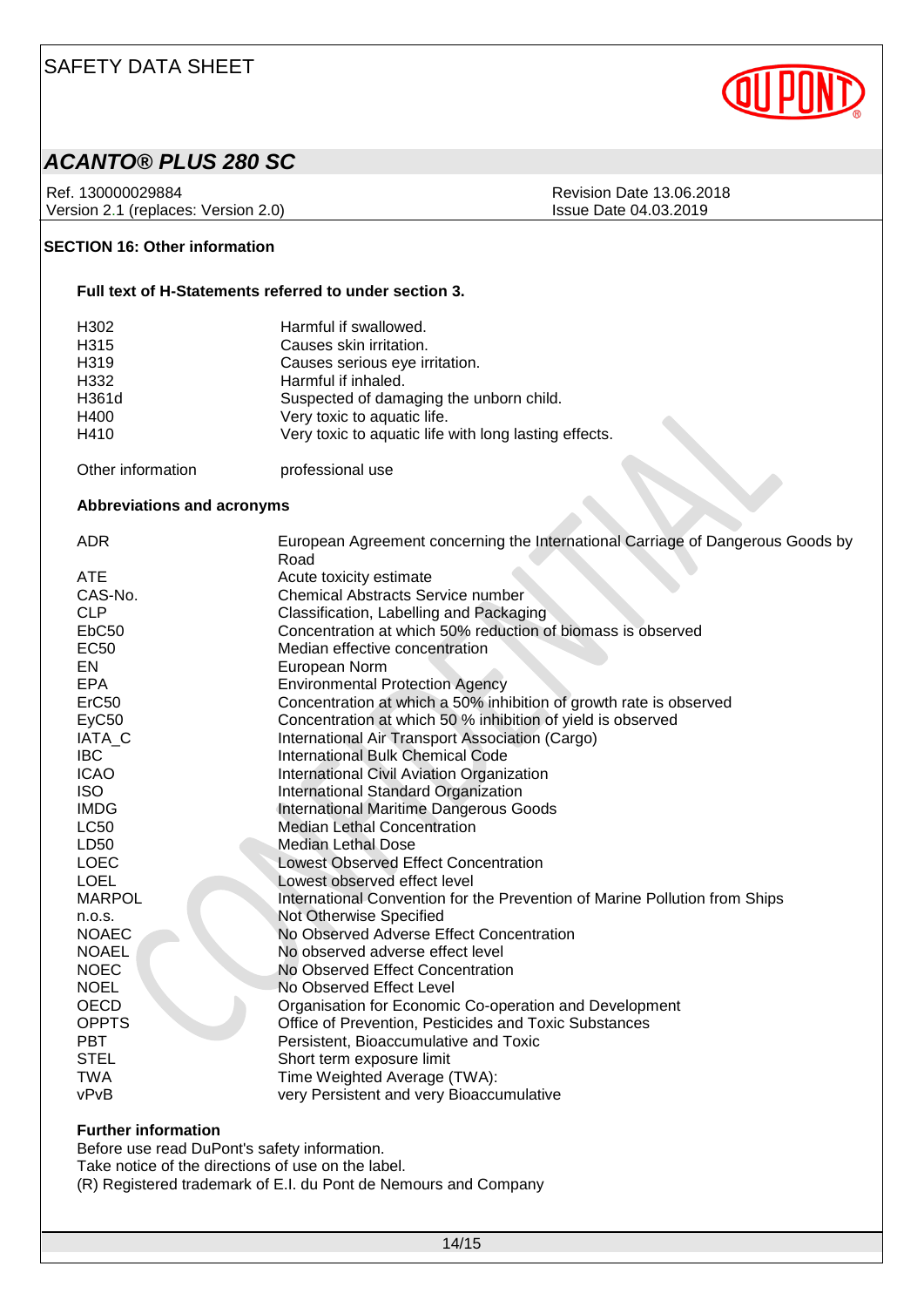## SECTION 16: Other information

### Full text of H-Statements referred to under section 3.

| | |
|---|---|
| H302 | Harmful if swallowed. |
| H315 | Causes skin irritation. |
| H319 | Causes serious eye irritation. |
| H332 | Harmful if inhaled. |
| H361d | Suspected of damaging the unborn child. |
| H400 | Very toxic to aquatic life. |
| H410 | Very toxic to aquatic life with long lasting effects. |

Other information: professional use

### Abbreviations and acronyms

| | |
|---|---|
| ADR | European Agreement concerning the International Carriage of Dangerous Goods by Road |
| ATE | Acute toxicity estimate |
| CAS-No. | Chemical Abstracts Service number |
| CLP | Classification, Labelling and Packaging |
| EbC50 | Concentration at which 50% reduction of biomass is observed |
| EC50 | Median effective concentration |
| EN | European Norm |
| EPA | Environmental Protection Agency |
| ErC50 | Concentration at which a 50% inhibition of growth rate is observed |
| EyC50 | Concentration at which 50 % inhibition of yield is observed |
| IATA_C | International Air Transport Association (Cargo) |
| IBC | International Bulk Chemical Code |
| ICAO | International Civil Aviation Organization |
| ISO | International Standard Organization |
| IMDG | International Maritime Dangerous Goods |
| LC50 | Median Lethal Concentration |
| LD50 | Median Lethal Dose |
| LOEC | Lowest Observed Effect Concentration |
| LOEL | Lowest observed effect level |
| MARPOL | International Convention for the Prevention of Marine Pollution from Ships |
| n.o.s. | Not Otherwise Specified |
| NOAEC | No Observed Adverse Effect Concentration |
| NOAEL | No observed adverse effect level |
| NOEC | No Observed Effect Concentration |
| NOEL | No Observed Effect Level |
| OECD | Organisation for Economic Co-operation and Development |
| OPPTS | Office of Prevention, Pesticides and Toxic Substances |
| PBT | Persistent, Bioaccumulative and Toxic |
| STEL | Short term exposure limit |
| TWA | Time Weighted Average (TWA): |
| vPvB | very Persistent and very Bioaccumulative |

### Further information

Before use read DuPont's safety information.
Take notice of the directions of use on the label.
(R) Registered trademark of E.I. du Pont de Nemours and Company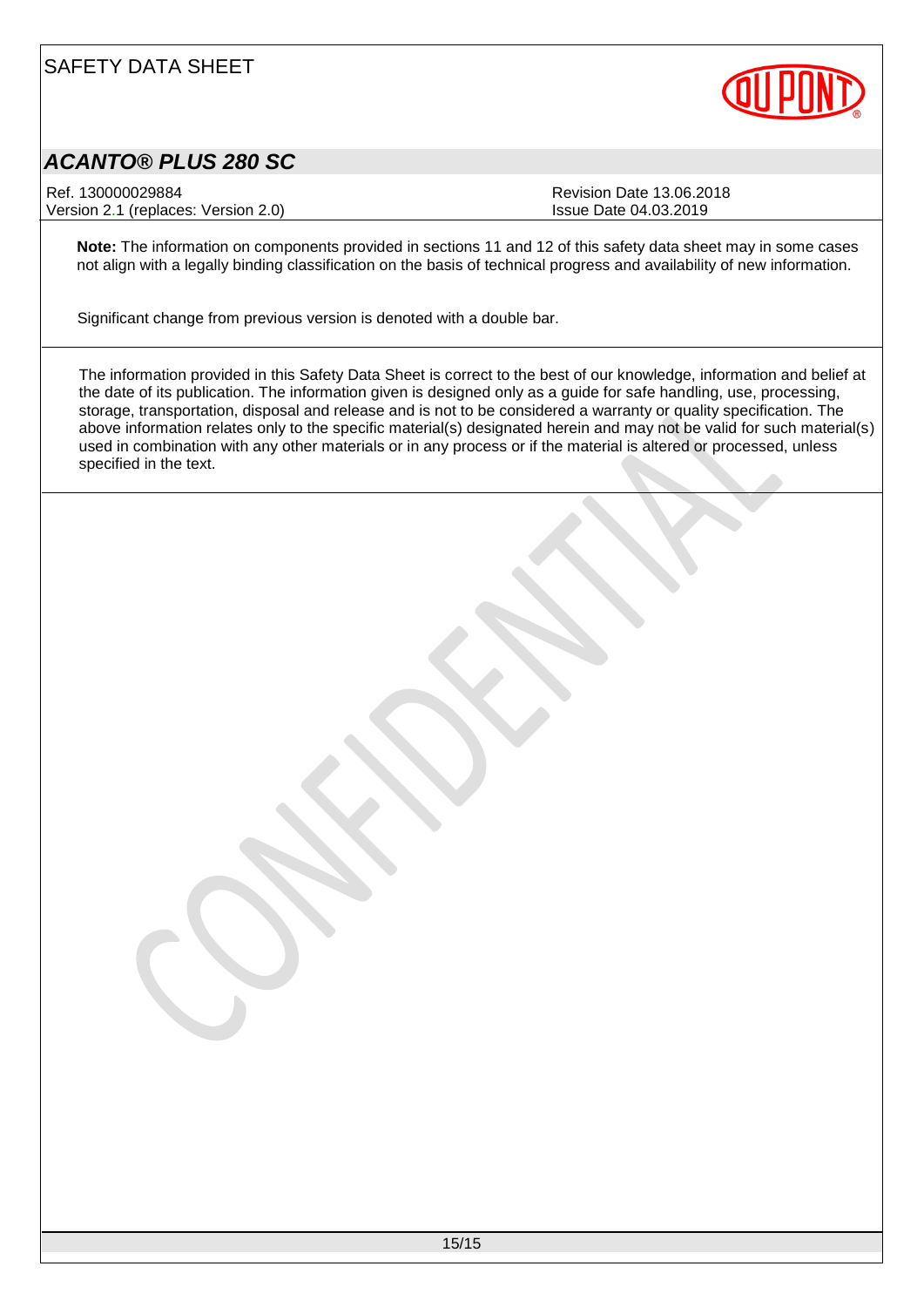**Note:** The information on components provided in sections 11 and 12 of this safety data sheet may in some cases not align with a legally binding classification on the basis of technical progress and availability of new information.

Significant change from previous version is denoted with a double bar.

The information provided in this Safety Data Sheet is correct to the best of our knowledge, information and belief at the date of its publication. The information given is designed only as a guide for safe handling, use, processing, storage, transportation, disposal and release and is not to be considered a warranty or quality specification. The above information relates only to the specific material(s) designated herein and may not be valid for such material(s) used in combination with any other materials or in any process or if the material is altered or processed, unless specified in the text.